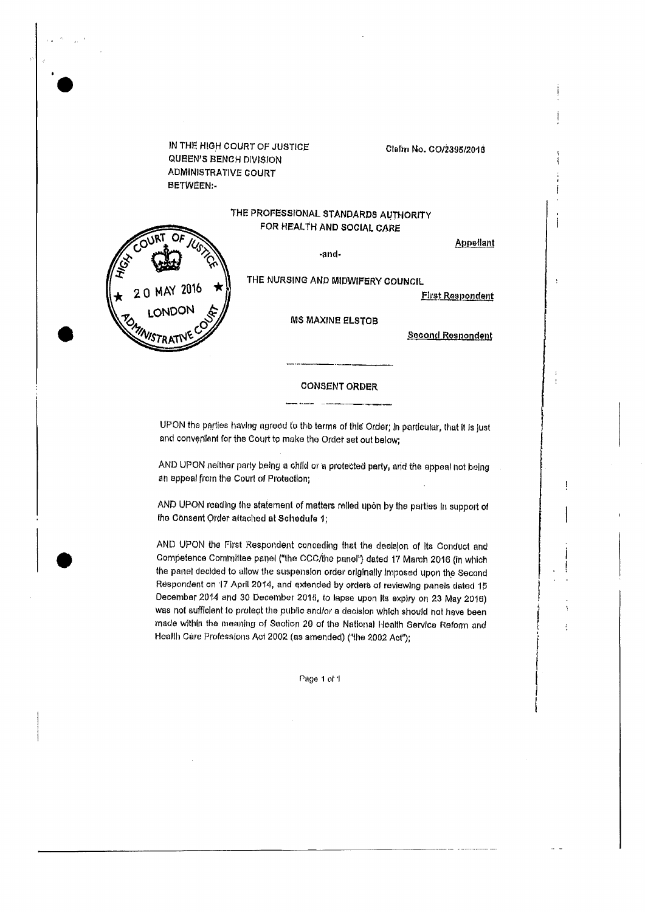IN THE HIGH COURT OF JUSTICE
QUEEN'S BENCH DIVISION
ADMINISTRATIVE COURT
BETWEEN:-

Claim No. CO/2395/2016

THE PROFESSIONAL STANDARDS AUTHORITY
FOR HEALTH AND SOCIAL CARE

Appellant

-and-

THE NURSING AND MIDWIFERY COUNCIL

First Respondent

MS MAXINE ELSTOB

Second Respondent

HIGH COURT OF JUSTICE
20 MAY 2016
LONDON
ADMINISTRATIVE COURT

# CONSENT ORDER

UPON the parties having agreed to the terms of this Order; in particular, that it is just and convenient for the Court to make the Order set out below;

AND UPON neither party being a child or a protected party, and the appeal not being an appeal from the Court of Protection;

AND UPON reading the statement of matters relied upon by the parties in support of the Consent Order attached at **Schedule 1**;

AND UPON the First Respondent conceding that the decision of its Conduct and Competence Committee panel ("the CCC/the panel") dated 17 March 2016 (in which the panel decided to allow the suspension order originally imposed upon the Second Respondent on 17 April 2014, and extended by orders of reviewing panels dated 15 December 2014 and 30 December 2015, to lapse upon its expiry on 23 May 2016) was not sufficient to protect the public and/or a decision which should not have been made within the meaning of Section 29 of the National Health Service Reform and Health Care Professions Act 2002 (as amended) ("the 2002 Act");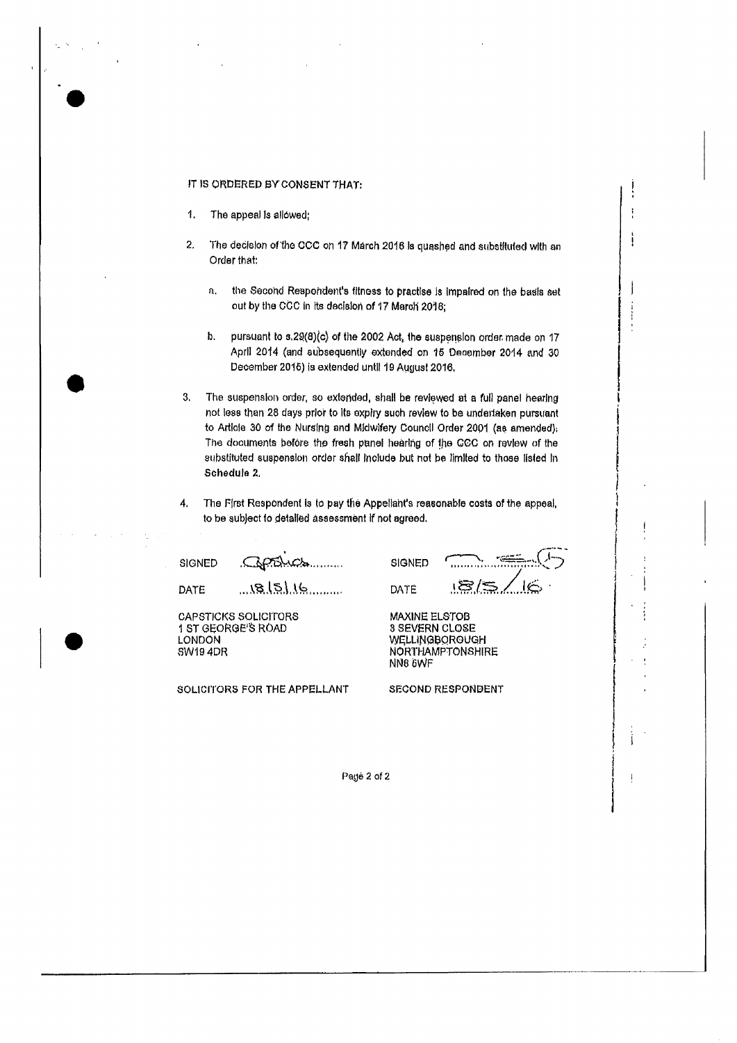IT IS ORDERED BY CONSENT THAT:

1. The appeal is allowed;

2. The decision of the CCC on 17 March 2016 is quashed and substituted with an Order that:

   a. the Second Respondent's fitness to practise is impaired on the basis set out by the CCC in its decision of 17 March 2016;

   b. pursuant to s.29(8)(c) of the 2002 Act, the suspension order made on 17 April 2014 (and subsequently extended on 15 December 2014 and 30 December 2015) is extended until 19 August 2016.

3. The suspension order, so extended, shall be reviewed at a full panel hearing not less than 28 days prior to its expiry such review to be undertaken pursuant to Article 30 of the Nursing and Midwifery Council Order 2001 (as amended); The documents before the fresh panel hearing of the CCC on review of the substituted suspension order shall include but not be limited to those listed in **Schedule 2.**

4. The First Respondent is to pay the Appellant's reasonable costs of the appeal, to be subject to detailed assessment if not agreed.

SIGNED Capsticks

DATE 18/5/16

CAPSTICKS SOLICITORS
1 ST GEORGE'S ROAD
LONDON
SW19 4DR

SOLICITORS FOR THE APPELLANT

SIGNED

DATE 18/5/16

MAXINE ELSTOB
3 SEVERN CLOSE
WELLINGBOROUGH
NORTHAMPTONSHIRE
NN8 5WF

SECOND RESPONDENT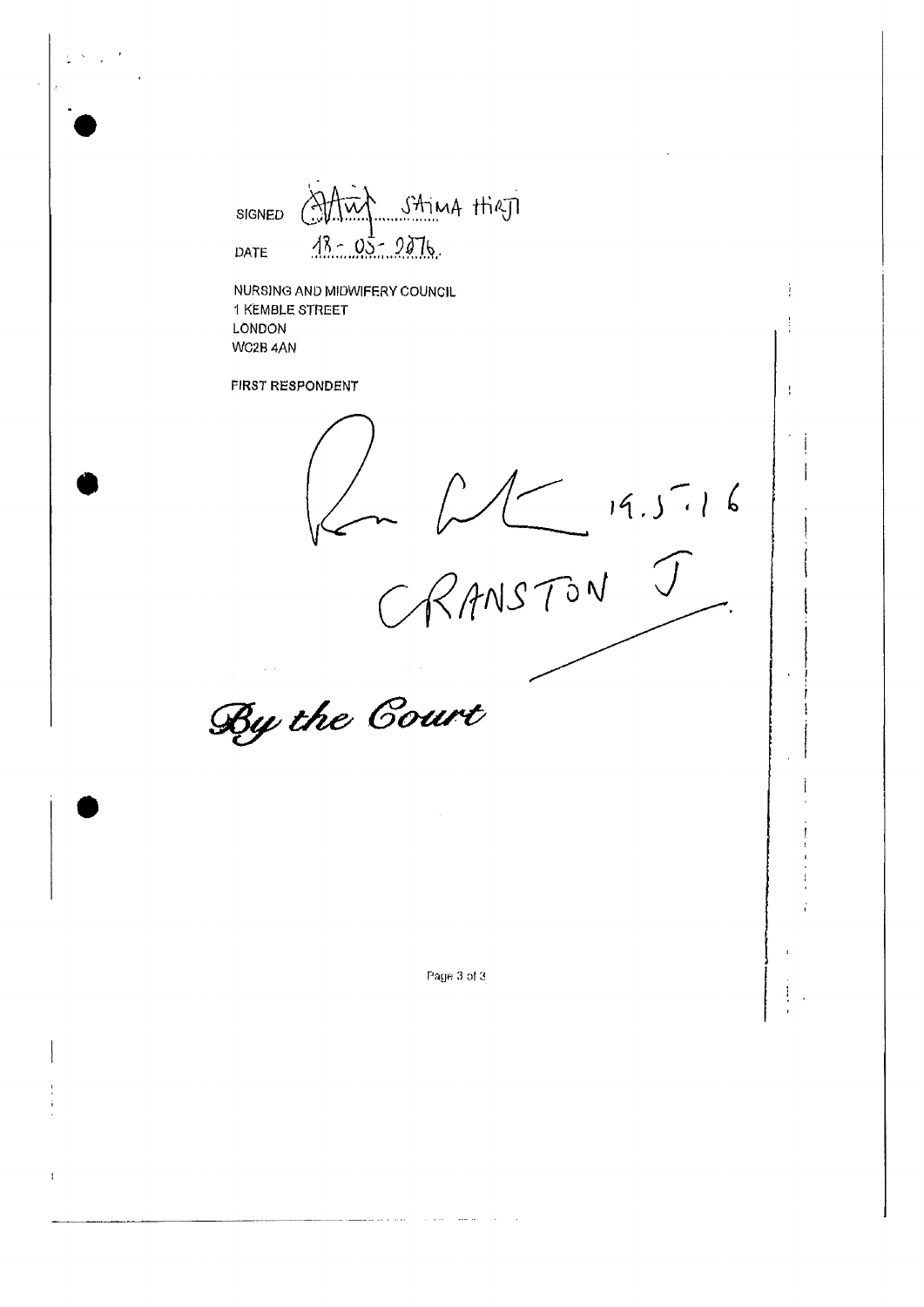SIGNED [signature] SAIMA HIRJI

DATE 18 - 05 - 2016.

NURSING AND MIDWIFERY COUNCIL
1 KEMBLE STREET
LONDON
WC2B 4AN

FIRST RESPONDENT

[signature] 19.5.16

CRANSTON J

*By the Court*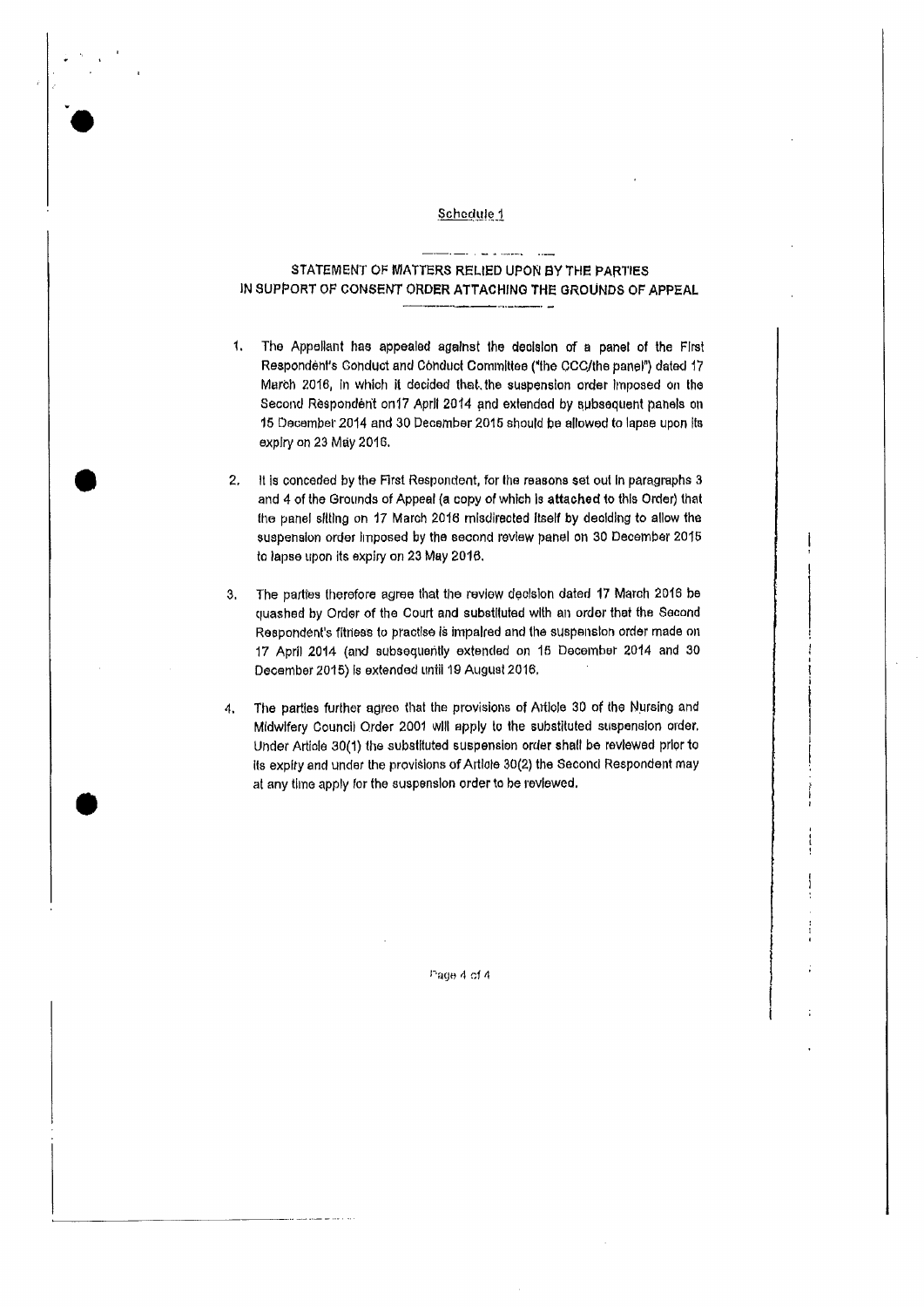Schedule 1

## STATEMENT OF MATTERS RELIED UPON BY THE PARTIES IN SUPPORT OF CONSENT ORDER ATTACHING THE GROUNDS OF APPEAL

1. The Appellant has appealed against the decision of a panel of the First Respondent's Conduct and Conduct Committee ("the CCC/the panel") dated 17 March 2016, in which it decided that the suspension order imposed on the Second Respondent on17 April 2014 and extended by subsequent panels on 15 December 2014 and 30 December 2015 should be allowed to lapse upon its expiry on 23 May 2016.

2. It is conceded by the First Respondent, for the reasons set out in paragraphs 3 and 4 of the Grounds of Appeal (a copy of which is attached to this Order) that the panel sitting on 17 March 2016 misdirected itself by deciding to allow the suspension order imposed by the second review panel on 30 December 2015 to lapse upon its expiry on 23 May 2016.

3. The parties therefore agree that the review decision dated 17 March 2016 be quashed by Order of the Court and substituted with an order that the Second Respondent's fitness to practise is impaired and the suspension order made on 17 April 2014 (and subsequently extended on 15 December 2014 and 30 December 2015) is extended until 19 August 2016.

4. The parties further agree that the provisions of Article 30 of the Nursing and Midwifery Council Order 2001 will apply to the substituted suspension order. Under Article 30(1) the substituted suspension order shall be reviewed prior to its expiry and under the provisions of Article 30(2) the Second Respondent may at any time apply for the suspension order to be reviewed.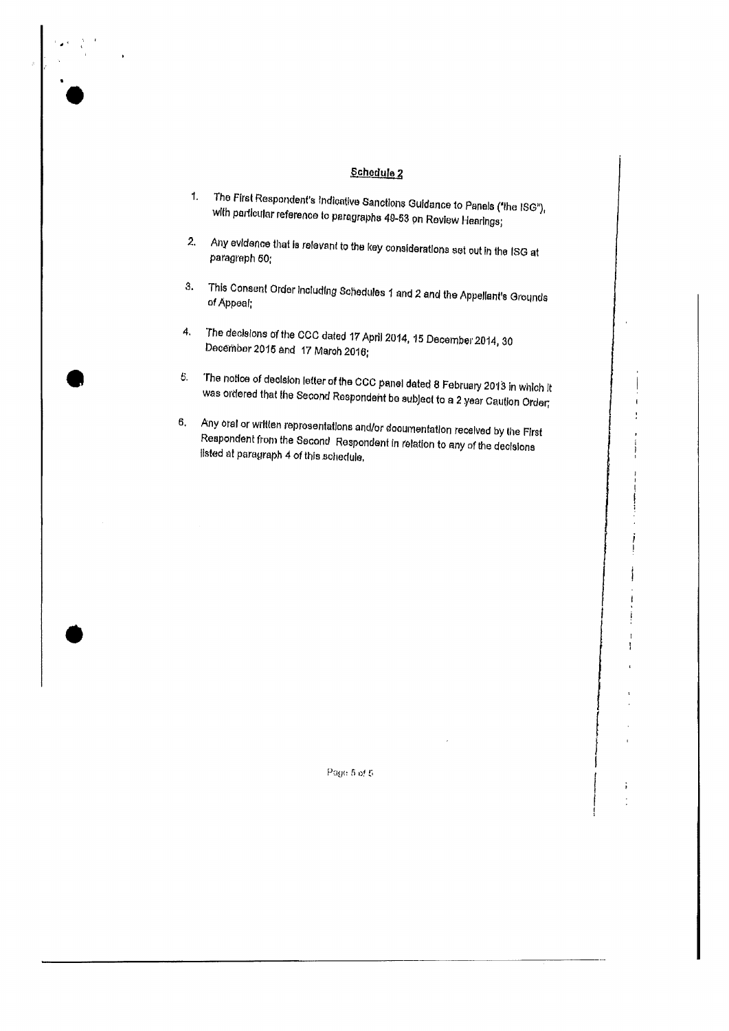## Schedule 2

1. The First Respondent's Indicative Sanctions Guidance to Panels ("the ISG"), with particular reference to paragraphs 49-53 on Review Hearings;

2. Any evidence that is relevant to the key considerations set out in the ISG at paragraph 50;

3. This Consent Order including Schedules 1 and 2 and the Appellant's Grounds of Appeal;

4. The decisions of the CCC dated 17 April 2014, 15 December 2014, 30 December 2015 and 17 March 2016;

5. The notice of decision letter of the CCC panel dated 8 February 2013 in which it was ordered that the Second Respondent be subject to a 2 year Caution Order;

6. Any oral or written representations and/or documentation received by the First Respondent from the Second Respondent in relation to any of the decisions listed at paragraph 4 of this schedule.